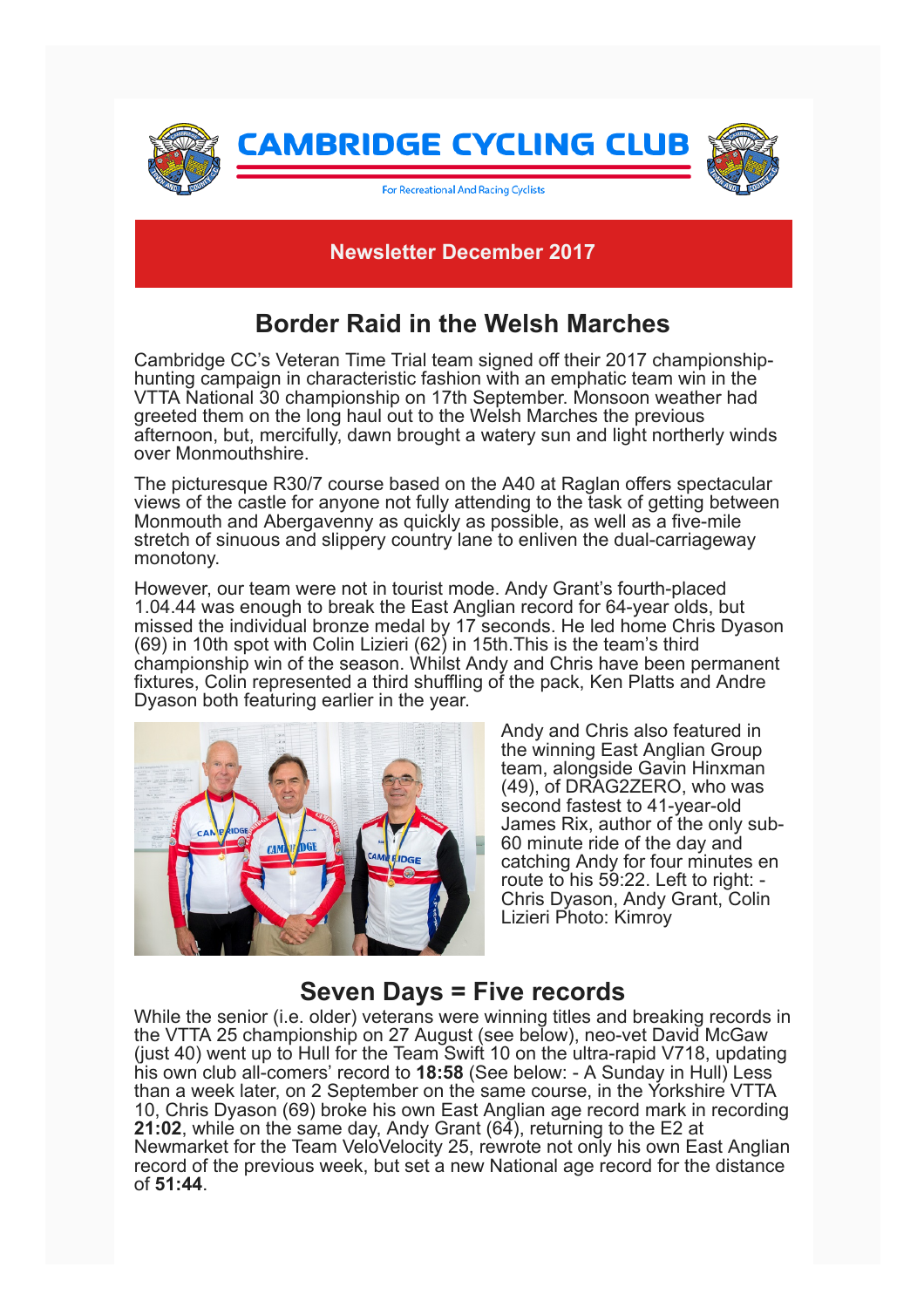# CAMBRIDGE CYCLING CLUB

For Recreational And Racing Cyclists

**Newsletter December 2017**

## Border Raid in the Welsh Marches

Cambridge CC's Veteran Time Trial team signed off their 2017 championship-hunting campaign in characteristic fashion with an emphatic team win in the VTTA National 30 championship on 17th September. Monsoon weather had greeted them on the long haul out to the Welsh Marches the previous afternoon, but, mercifully, dawn brought a watery sun and light northerly winds over Monmouthshire.

The picturesque R30/7 course based on the A40 at Raglan offers spectacular views of the castle for anyone not fully attending to the task of getting between Monmouth and Abergavenny as quickly as possible, as well as a five-mile stretch of sinuous and slippery country lane to enliven the dual-carriageway monotony.

However, our team were not in tourist mode. Andy Grant's fourth-placed 1.04.44 was enough to break the East Anglian record for 64-year olds, but missed the individual bronze medal by 17 seconds. He led home Chris Dyason (69) in 10th spot with Colin Lizieri (62) in 15th.This is the team's third championship win of the season. Whilst Andy and Chris have been permanent fixtures, Colin represented a third shuffling of the pack, Ken Platts and Andre Dyason both featuring earlier in the year.

Andy and Chris also featured in the winning East Anglian Group team, alongside Gavin Hinxman (49), of DRAG2ZERO, who was second fastest to 41-year-old James Rix, author of the only sub-60 minute ride of the day and catching Andy for four minutes en route to his 59:22. Left to right: - Chris Dyason, Andy Grant, Colin Lizieri Photo: Kimroy

## Seven Days = Five records

While the senior (i.e. older) veterans were winning titles and breaking records in the VTTA 25 championship on 27 August (see below), neo-vet David McGaw (just 40) went up to Hull for the Team Swift 10 on the ultra-rapid V718, updating his own club all-comers' record to **18:58** (See below: - A Sunday in Hull) Less than a week later, on 2 September on the same course, in the Yorkshire VTTA 10, Chris Dyason (69) broke his own East Anglian age record mark in recording **21:02**, while on the same day, Andy Grant (64), returning to the E2 at Newmarket for the Team VeloVelocity 25, rewrote not only his own East Anglian record of the previous week, but set a new National age record for the distance of **51:44**.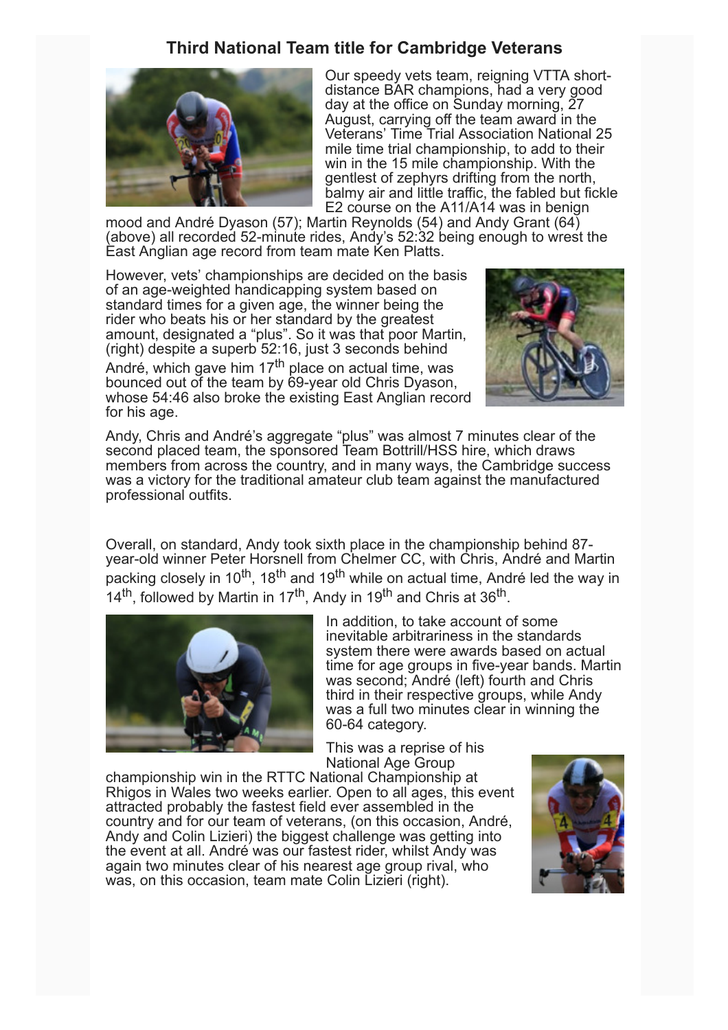## Third National Team title for Cambridge Veterans

Our speedy vets team, reigning VTTA short-distance BAR champions, had a very good day at the office on Sunday morning, 27 August, carrying off the team award in the Veterans' Time Trial Association National 25 mile time trial championship, to add to their win in the 15 mile championship. With the gentlest of zephyrs drifting from the north, balmy air and little traffic, the fabled but fickle E2 course on the A11/A14 was in benign mood and André Dyason (57); Martin Reynolds (54) and Andy Grant (64) (above) all recorded 52-minute rides, Andy's 52:32 being enough to wrest the East Anglian age record from team mate Ken Platts.

However, vets' championships are decided on the basis of an age-weighted handicapping system based on standard times for a given age, the winner being the rider who beats his or her standard by the greatest amount, designated a "plus". So it was that poor Martin, (right) despite a superb 52:16, just 3 seconds behind André, which gave him 17th place on actual time, was bounced out of the team by 69-year old Chris Dyason, whose 54:46 also broke the existing East Anglian record for his age.

Andy, Chris and André's aggregate "plus" was almost 7 minutes clear of the second placed team, the sponsored Team Bottrill/HSS hire, which draws members from across the country, and in many ways, the Cambridge success was a victory for the traditional amateur club team against the manufactured professional outfits.

Overall, on standard, Andy took sixth place in the championship behind 87-year-old winner Peter Horsnell from Chelmer CC, with Chris, André and Martin packing closely in 10th, 18th and 19th while on actual time, André led the way in 14th, followed by Martin in 17th, Andy in 19th and Chris at 36th.

In addition, to take account of some inevitable arbitrariness in the standards system there were awards based on actual time for age groups in five-year bands. Martin was second; André (left) fourth and Chris third in their respective groups, while Andy was a full two minutes clear in winning the 60-64 category.

This was a reprise of his National Age Group championship win in the RTTC National Championship at Rhigos in Wales two weeks earlier. Open to all ages, this event attracted probably the fastest field ever assembled in the country and for our team of veterans, (on this occasion, André, Andy and Colin Lizieri) the biggest challenge was getting into the event at all. André was our fastest rider, whilst Andy was again two minutes clear of his nearest age group rival, who was, on this occasion, team mate Colin Lizieri (right).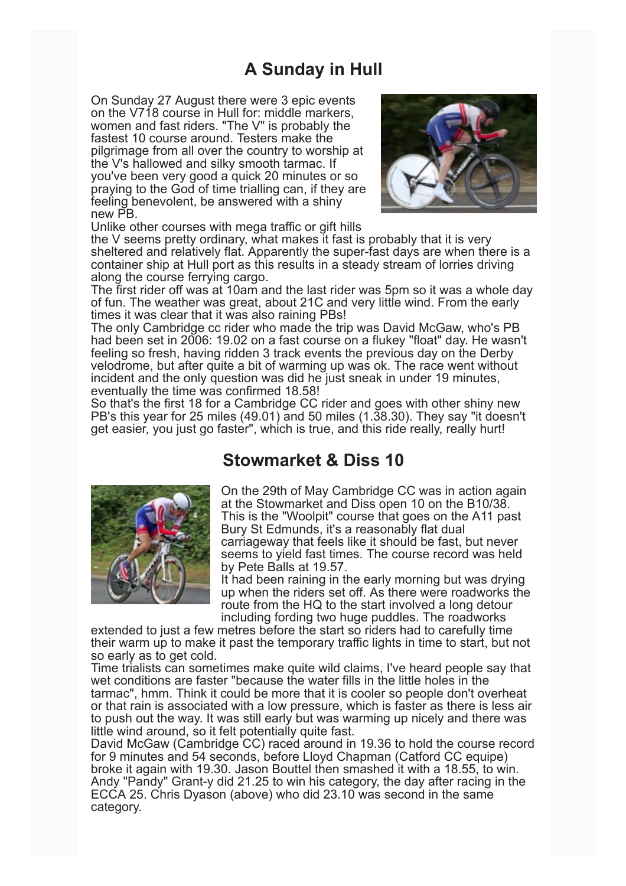## A Sunday in Hull

On Sunday 27 August there were 3 epic events on the V718 course in Hull for: middle markers, women and fast riders. "The V" is probably the fastest 10 course around. Testers make the pilgrimage from all over the country to worship at the V's hallowed and silky smooth tarmac. If you've been very good a quick 20 minutes or so praying to the God of time trialling can, if they are feeling benevolent, be answered with a shiny new PB.

Unlike other courses with mega traffic or gift hills the V seems pretty ordinary, what makes it fast is probably that it is very sheltered and relatively flat. Apparently the super-fast days are when there is a container ship at Hull port as this results in a steady stream of lorries driving along the course ferrying cargo.

The first rider off was at 10am and the last rider was 5pm so it was a whole day of fun. The weather was great, about 21C and very little wind. From the early times it was clear that it was also raining PBs!

The only Cambridge cc rider who made the trip was David McGaw, who's PB had been set in 2006: 19.02 on a fast course on a flukey "float" day. He wasn't feeling so fresh, having ridden 3 track events the previous day on the Derby velodrome, but after quite a bit of warming up was ok. The race went without incident and the only question was did he just sneak in under 19 minutes, eventually the time was confirmed 18.58!

So that's the first 18 for a Cambridge CC rider and goes with other shiny new PB's this year for 25 miles (49.01) and 50 miles (1.38.30). They say "it doesn't get easier, you just go faster", which is true, and this ride really, really hurt!

## Stowmarket & Diss 10

On the 29th of May Cambridge CC was in action again at the Stowmarket and Diss open 10 on the B10/38. This is the "Woolpit" course that goes on the A11 past Bury St Edmunds, it's a reasonably flat dual carriageway that feels like it should be fast, but never seems to yield fast times. The course record was held by Pete Balls at 19.57.

It had been raining in the early morning but was drying up when the riders set off. As there were roadworks the route from the HQ to the start involved a long detour including fording two huge puddles. The roadworks extended to just a few metres before the start so riders had to carefully time their warm up to make it past the temporary traffic lights in time to start, but not so early as to get cold.

Time trialists can sometimes make quite wild claims, I've heard people say that wet conditions are faster "because the water fills in the little holes in the tarmac", hmm. Think it could be more that it is cooler so people don't overheat or that rain is associated with a low pressure, which is faster as there is less air to push out the way. It was still early but was warming up nicely and there was little wind around, so it felt potentially quite fast.

David McGaw (Cambridge CC) raced around in 19.36 to hold the course record for 9 minutes and 54 seconds, before Lloyd Chapman (Catford CC equipe) broke it again with 19.30. Jason Bouttel then smashed it with a 18.55, to win. Andy "Pandy" Grant-y did 21.25 to win his category, the day after racing in the ECCA 25. Chris Dyason (above) who did 23.10 was second in the same category.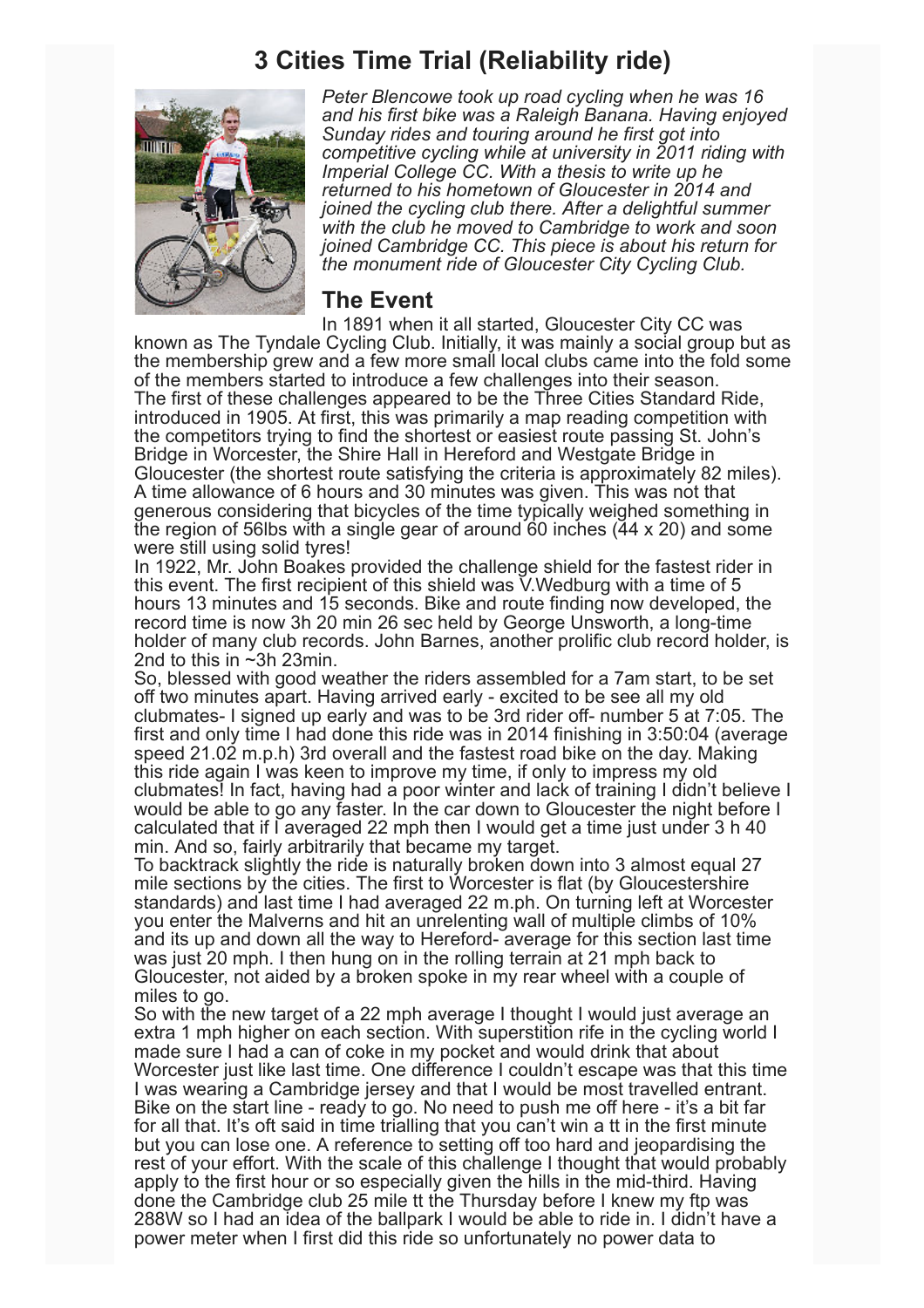# 3 Cities Time Trial (Reliability ride)

*Peter Blencowe took up road cycling when he was 16 and his first bike was a Raleigh Banana. Having enjoyed Sunday rides and touring around he first got into competitive cycling while at university in 2011 riding with Imperial College CC. With a thesis to write up he returned to his hometown of Gloucester in 2014 and joined the cycling club there. After a delightful summer with the club he moved to Cambridge to work and soon joined Cambridge CC. This piece is about his return for the monument ride of Gloucester City Cycling Club.*

## The Event

In 1891 when it all started, Gloucester City CC was known as The Tyndale Cycling Club. Initially, it was mainly a social group but as the membership grew and a few more small local clubs came into the fold some of the members started to introduce a few challenges into their season.

The first of these challenges appeared to be the Three Cities Standard Ride, introduced in 1905. At first, this was primarily a map reading competition with the competitors trying to find the shortest or easiest route passing St. John's Bridge in Worcester, the Shire Hall in Hereford and Westgate Bridge in Gloucester (the shortest route satisfying the criteria is approximately 82 miles). A time allowance of 6 hours and 30 minutes was given. This was not that generous considering that bicycles of the time typically weighed something in the region of 56lbs with a single gear of around 60 inches (44 x 20) and some were still using solid tyres!

In 1922, Mr. John Boakes provided the challenge shield for the fastest rider in this event. The first recipient of this shield was V.Wedburg with a time of 5 hours 13 minutes and 15 seconds. Bike and route finding now developed, the record time is now 3h 20 min 26 sec held by George Unsworth, a long-time holder of many club records. John Barnes, another prolific club record holder, is 2nd to this in ~3h 23min.

So, blessed with good weather the riders assembled for a 7am start, to be set off two minutes apart. Having arrived early - excited to be see all my old clubmates- I signed up early and was to be 3rd rider off- number 5 at 7:05. The first and only time I had done this ride was in 2014 finishing in 3:50:04 (average speed 21.02 m.p.h) 3rd overall and the fastest road bike on the day. Making this ride again I was keen to improve my time, if only to impress my old clubmates! In fact, having had a poor winter and lack of training I didn't believe I would be able to go any faster. In the car down to Gloucester the night before I calculated that if I averaged 22 mph then I would get a time just under 3 h 40 min. And so, fairly arbitrarily that became my target.

To backtrack slightly the ride is naturally broken down into 3 almost equal 27 mile sections by the cities. The first to Worcester is flat (by Gloucestershire standards) and last time I had averaged 22 m.ph. On turning left at Worcester you enter the Malverns and hit an unrelenting wall of multiple climbs of 10% and its up and down all the way to Hereford- average for this section last time was just 20 mph. I then hung on in the rolling terrain at 21 mph back to Gloucester, not aided by a broken spoke in my rear wheel with a couple of miles to go.

So with the new target of a 22 mph average I thought I would just average an extra 1 mph higher on each section. With superstition rife in the cycling world I made sure I had a can of coke in my pocket and would drink that about Worcester just like last time. One difference I couldn't escape was that this time I was wearing a Cambridge jersey and that I would be most travelled entrant. Bike on the start line - ready to go. No need to push me off here - it's a bit far for all that. It's oft said in time trialling that you can't win a tt in the first minute but you can lose one. A reference to setting off too hard and jeopardising the rest of your effort. With the scale of this challenge I thought that would probably apply to the first hour or so especially given the hills in the mid-third. Having done the Cambridge club 25 mile tt the Thursday before I knew my ftp was 288W so I had an idea of the ballpark I would be able to ride in. I didn't have a power meter when I first did this ride so unfortunately no power data to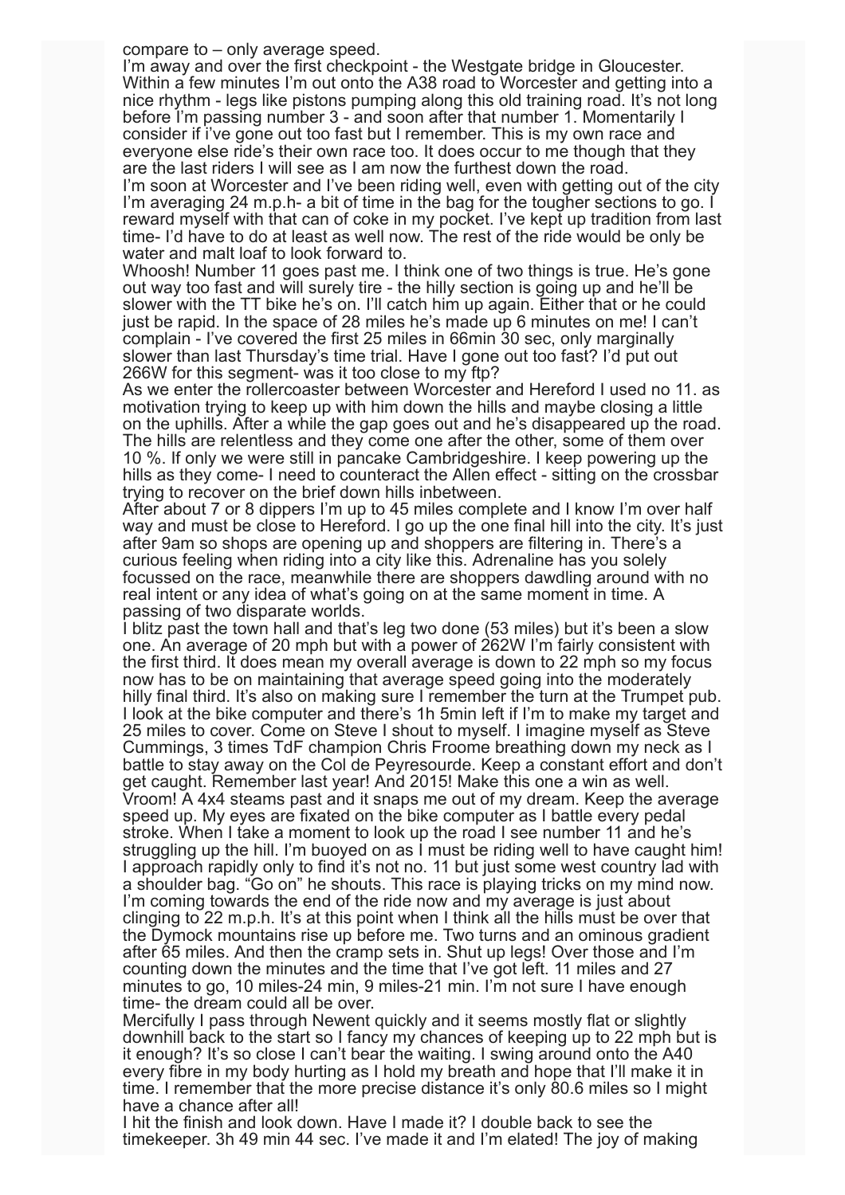compare to – only average speed.
I'm away and over the first checkpoint - the Westgate bridge in Gloucester. Within a few minutes I'm out onto the A38 road to Worcester and getting into a nice rhythm - legs like pistons pumping along this old training road. It's not long before I'm passing number 3 - and soon after that number 1. Momentarily I consider if i've gone out too fast but I remember. This is my own race and everyone else ride's their own race too. It does occur to me though that they are the last riders I will see as I am now the furthest down the road.
I'm soon at Worcester and I've been riding well, even with getting out of the city I'm averaging 24 m.p.h- a bit of time in the bag for the tougher sections to go. I reward myself with that can of coke in my pocket. I've kept up tradition from last time- I'd have to do at least as well now. The rest of the ride would be only be water and malt loaf to look forward to.
Whoosh! Number 11 goes past me. I think one of two things is true. He's gone out way too fast and will surely tire - the hilly section is going up and he'll be slower with the TT bike he's on. I'll catch him up again. Either that or he could just be rapid. In the space of 28 miles he's made up 6 minutes on me! I can't complain - I've covered the first 25 miles in 66min 30 sec, only marginally slower than last Thursday's time trial. Have I gone out too fast? I'd put out 266W for this segment- was it too close to my ftp?
As we enter the rollercoaster between Worcester and Hereford I used no 11. as motivation trying to keep up with him down the hills and maybe closing a little on the uphills. After a while the gap goes out and he's disappeared up the road. The hills are relentless and they come one after the other, some of them over 10 %. If only we were still in pancake Cambridgeshire. I keep powering up the hills as they come- I need to counteract the Allen effect - sitting on the crossbar trying to recover on the brief down hills inbetween.
After about 7 or 8 dippers I'm up to 45 miles complete and I know I'm over half way and must be close to Hereford. I go up the one final hill into the city. It's just after 9am so shops are opening up and shoppers are filtering in. There's a curious feeling when riding into a city like this. Adrenaline has you solely focussed on the race, meanwhile there are shoppers dawdling around with no real intent or any idea of what's going on at the same moment in time. A passing of two disparate worlds.
I blitz past the town hall and that's leg two done (53 miles) but it's been a slow one. An average of 20 mph but with a power of 262W I'm fairly consistent with the first third. It does mean my overall average is down to 22 mph so my focus now has to be on maintaining that average speed going into the moderately hilly final third. It's also on making sure I remember the turn at the Trumpet pub. I look at the bike computer and there's 1h 5min left if I'm to make my target and 25 miles to cover. Come on Steve I shout to myself. I imagine myself as Steve Cummings, 3 times TdF champion Chris Froome breathing down my neck as I battle to stay away on the Col de Peyresourde. Keep a constant effort and don't get caught. Remember last year! And 2015! Make this one a win as well.
Vroom! A 4x4 steams past and it snaps me out of my dream. Keep the average speed up. My eyes are fixated on the bike computer as I battle every pedal stroke. When I take a moment to look up the road I see number 11 and he's struggling up the hill. I'm buoyed on as I must be riding well to have caught him! I approach rapidly only to find it's not no. 11 but just some west country lad with a shoulder bag. "Go on" he shouts. This race is playing tricks on my mind now. I'm coming towards the end of the ride now and my average is just about clinging to 22 m.p.h. It's at this point when I think all the hills must be over that the Dymock mountains rise up before me. Two turns and an ominous gradient after 65 miles. And then the cramp sets in. Shut up legs! Over those and I'm counting down the minutes and the time that I've got left. 11 miles and 27 minutes to go, 10 miles-24 min, 9 miles-21 min. I'm not sure I have enough time- the dream could all be over.
Mercifully I pass through Newent quickly and it seems mostly flat or slightly downhill back to the start so I fancy my chances of keeping up to 22 mph but is it enough? It's so close I can't bear the waiting. I swing around onto the A40 every fibre in my body hurting as I hold my breath and hope that I'll make it in time. I remember that the more precise distance it's only 80.6 miles so I might have a chance after all!
I hit the finish and look down. Have I made it? I double back to see the timekeeper. 3h 49 min 44 sec. I've made it and I'm elated! The joy of making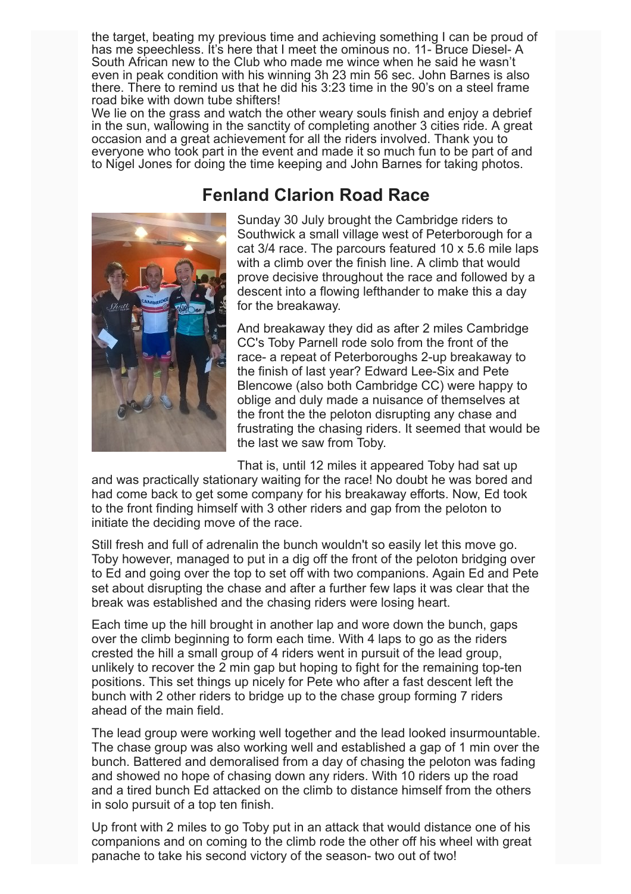the target, beating my previous time and achieving something I can be proud of has me speechless. It's here that I meet the ominous no. 11- Bruce Diesel- A South African new to the Club who made me wince when he said he wasn't even in peak condition with his winning 3h 23 min 56 sec. John Barnes is also there. There to remind us that he did his 3:23 time in the 90's on a steel frame road bike with down tube shifters!

We lie on the grass and watch the other weary souls finish and enjoy a debrief in the sun, wallowing in the sanctity of completing another 3 cities ride. A great occasion and a great achievement for all the riders involved. Thank you to everyone who took part in the event and made it so much fun to be part of and to Nigel Jones for doing the time keeping and John Barnes for taking photos.

## Fenland Clarion Road Race

Sunday 30 July brought the Cambridge riders to Southwick a small village west of Peterborough for a cat 3/4 race. The parcours featured 10 x 5.6 mile laps with a climb over the finish line. A climb that would prove decisive throughout the race and followed by a descent into a flowing lefthander to make this a day for the breakaway.

And breakaway they did as after 2 miles Cambridge CC's Toby Parnell rode solo from the front of the race- a repeat of Peterboroughs 2-up breakaway to the finish of last year? Edward Lee-Six and Pete Blencowe (also both Cambridge CC) were happy to oblige and duly made a nuisance of themselves at the front the the peloton disrupting any chase and frustrating the chasing riders. It seemed that would be the last we saw from Toby.

That is, until 12 miles it appeared Toby had sat up and was practically stationary waiting for the race! No doubt he was bored and had come back to get some company for his breakaway efforts. Now, Ed took to the front finding himself with 3 other riders and gap from the peloton to initiate the deciding move of the race.

Still fresh and full of adrenalin the bunch wouldn't so easily let this move go. Toby however, managed to put in a dig off the front of the peloton bridging over to Ed and going over the top to set off with two companions. Again Ed and Pete set about disrupting the chase and after a further few laps it was clear that the break was established and the chasing riders were losing heart.

Each time up the hill brought in another lap and wore down the bunch, gaps over the climb beginning to form each time. With 4 laps to go as the riders crested the hill a small group of 4 riders went in pursuit of the lead group, unlikely to recover the 2 min gap but hoping to fight for the remaining top-ten positions. This set things up nicely for Pete who after a fast descent left the bunch with 2 other riders to bridge up to the chase group forming 7 riders ahead of the main field.

The lead group were working well together and the lead looked insurmountable. The chase group was also working well and established a gap of 1 min over the bunch. Battered and demoralised from a day of chasing the peloton was fading and showed no hope of chasing down any riders. With 10 riders up the road and a tired bunch Ed attacked on the climb to distance himself from the others in solo pursuit of a top ten finish.

Up front with 2 miles to go Toby put in an attack that would distance one of his companions and on coming to the climb rode the other off his wheel with great panache to take his second victory of the season- two out of two!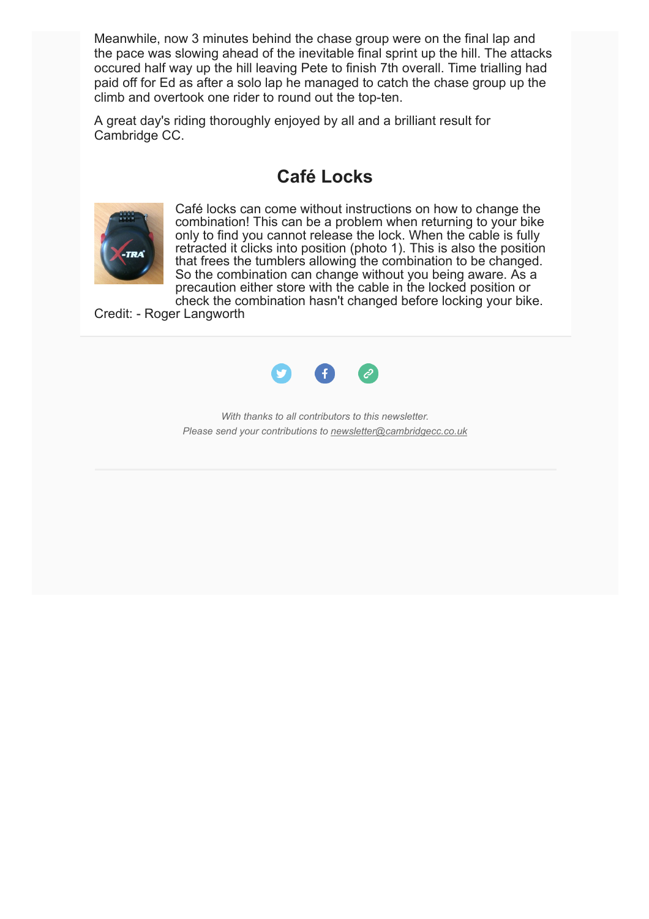Meanwhile, now 3 minutes behind the chase group were on the final lap and the pace was slowing ahead of the inevitable final sprint up the hill. The attacks occured half way up the hill leaving Pete to finish 7th overall. Time trialling had paid off for Ed as after a solo lap he managed to catch the chase group up the climb and overtook one rider to round out the top-ten.

A great day's riding thoroughly enjoyed by all and a brilliant result for Cambridge CC.

## Café Locks

Café locks can come without instructions on how to change the combination! This can be a problem when returning to your bike only to find you cannot release the lock. When the cable is fully retracted it clicks into position (photo 1). This is also the position that frees the tumblers allowing the combination to be changed. So the combination can change without you being aware. As a precaution either store with the cable in the locked position or check the combination hasn't changed before locking your bike.

Credit: - Roger Langworth

*With thanks to all contributors to this newsletter.*
*Please send your contributions to newsletter@cambridgecc.co.uk*